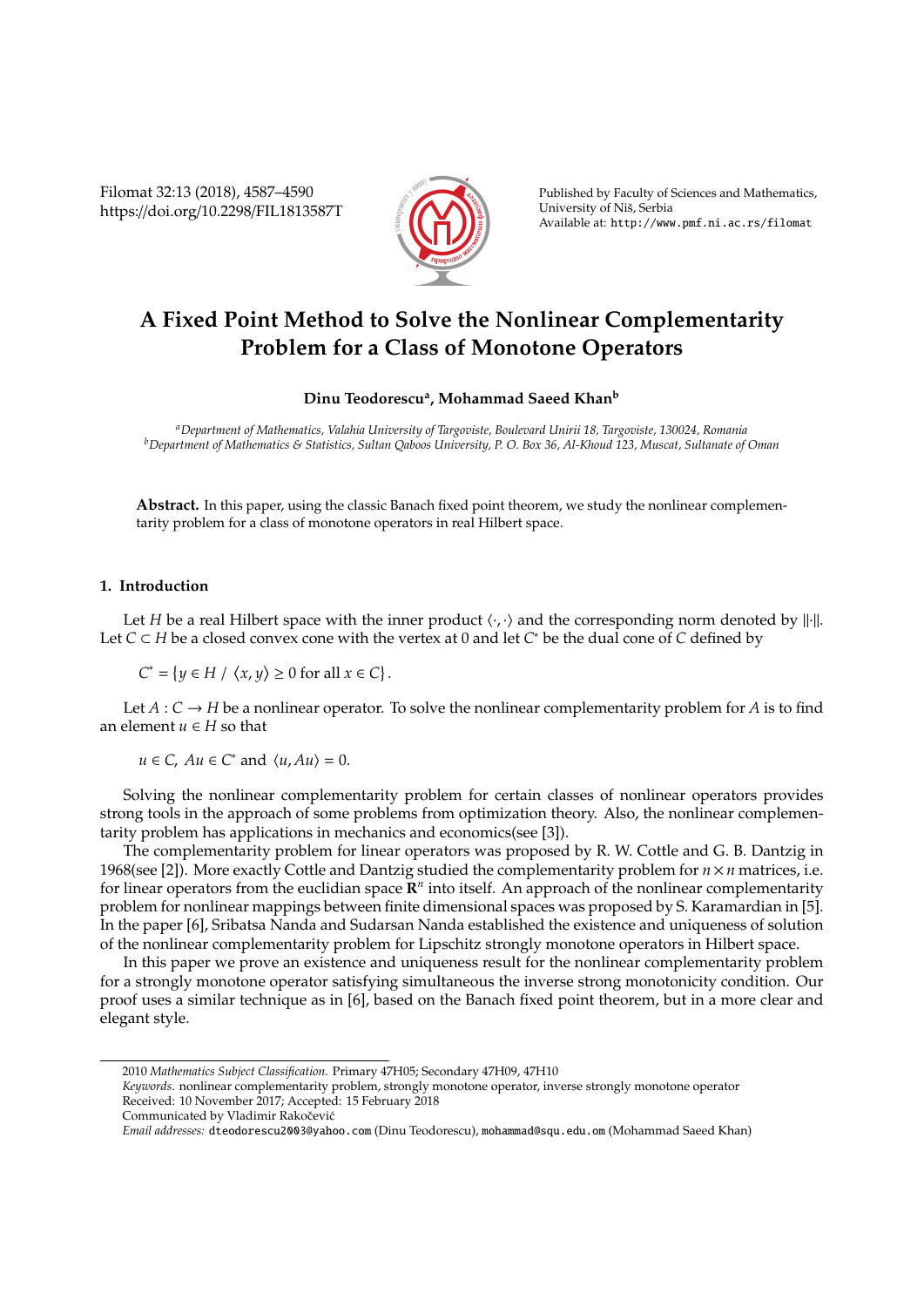# A Fixed Point Method to Solve the Nonlinear Complementarity Problem for a Class of Monotone Operators

**Dinu Teodorescu[a], Mohammad Saeed Khan[b]**

[a]*Department of Mathematics, Valahia University of Targoviste, Boulevard Unirii 18, Targoviste, 130024, Romania*
[b]*Department of Mathematics & Statistics, Sultan Qaboos University, P. O. Box 36, Al-Khoud 123, Muscat, Sultanate of Oman*

**Abstract.** In this paper, using the classic Banach fixed point theorem, we study the nonlinear complementarity problem for a class of monotone operators in real Hilbert space.

## 1. Introduction

Let $H$ be a real Hilbert space with the inner product $\langle \cdot, \cdot \rangle$ and the corresponding norm denoted by $\|\cdot\|$. Let $C \subset H$ be a closed convex cone with the vertex at 0 and let $C^*$ be the dual cone of $C$ defined by

$$C^* = \{y \in H \;/\; \langle x, y \rangle \geq 0 \text{ for all } x \in C\}.$$

Let $A : C \to H$ be a nonlinear operator. To solve the nonlinear complementarity problem for $A$ is to find an element $u \in H$ so that

$$u \in C, \; Au \in C^* \text{ and } \langle u, Au \rangle = 0.$$

Solving the nonlinear complementarity problem for certain classes of nonlinear operators provides strong tools in the approach of some problems from optimization theory. Also, the nonlinear complementarity problem has applications in mechanics and economics(see [3]).

The complementarity problem for linear operators was proposed by R. W. Cottle and G. B. Dantzig in 1968(see [2]). More exactly Cottle and Dantzig studied the complementarity problem for $n \times n$ matrices, i.e. for linear operators from the euclidian space $\mathbf{R}^n$ into itself. An approach of the nonlinear complementarity problem for nonlinear mappings between finite dimensional spaces was proposed by S. Karamardian in [5]. In the paper [6], Sribatsa Nanda and Sudarsan Nanda established the existence and uniqueness of solution of the nonlinear complementarity problem for Lipschitz strongly monotone operators in Hilbert space.

In this paper we prove an existence and uniqueness result for the nonlinear complementarity problem for a strongly monotone operator satisfying simultaneous the inverse strong monotonicity condition. Our proof uses a similar technique as in [6], based on the Banach fixed point theorem, but in a more clear and elegant style.

---

2010 *Mathematics Subject Classification*. Primary 47H05; Secondary 47H09, 47H10

*Keywords*. nonlinear complementarity problem, strongly monotone operator, inverse strongly monotone operator

Received: 10 November 2017; Accepted: 15 February 2018

Communicated by Vladimir Rakočević

*Email addresses:* dteodorescu2003@yahoo.com (Dinu Teodorescu), mohammad@squ.edu.om (Mohammad Saeed Khan)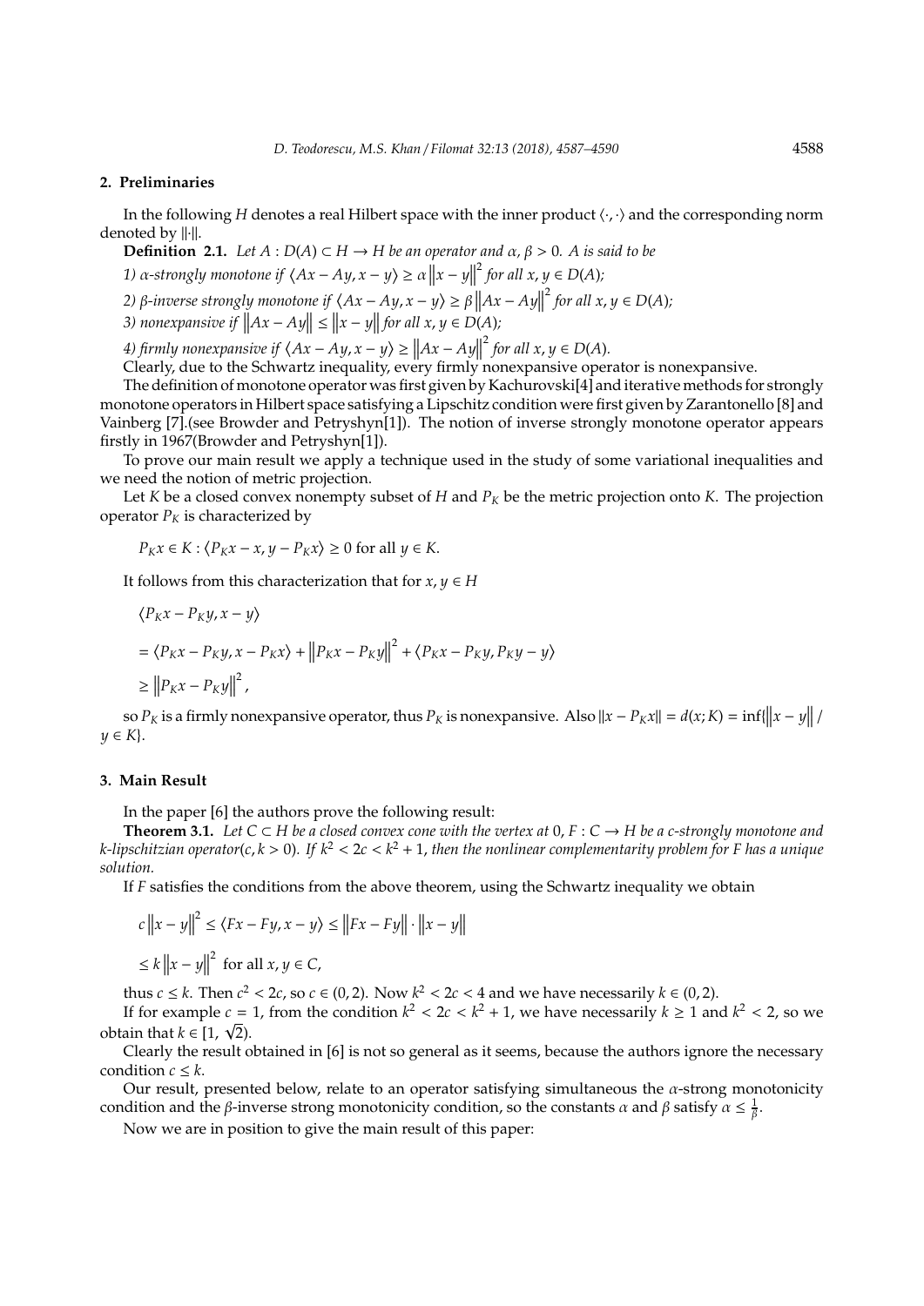## 2. Preliminaries

In the following $H$ denotes a real Hilbert space with the inner product $\langle \cdot, \cdot \rangle$ and the corresponding norm denoted by $\|\cdot\|$.

**Definition 2.1.** *Let $A : D(A) \subset H \to H$ be an operator and $\alpha, \beta > 0$. $A$ is said to be*

*1) $\alpha$-strongly monotone if $\langle Ax - Ay, x - y \rangle \geq \alpha \|x - y\|^2$ for all $x, y \in D(A)$;*

*2) $\beta$-inverse strongly monotone if $\langle Ax - Ay, x - y \rangle \geq \beta \|Ax - Ay\|^2$ for all $x, y \in D(A)$;*

*3) nonexpansive if $\|Ax - Ay\| \leq \|x - y\|$ for all $x, y \in D(A)$;*

*4) firmly nonexpansive if $\langle Ax - Ay, x - y \rangle \geq \|Ax - Ay\|^2$ for all $x, y \in D(A)$.*

Clearly, due to the Schwartz inequality, every firmly nonexpansive operator is nonexpansive.

The definition of monotone operator was first given by Kachurovski[4] and iterative methods for strongly monotone operators in Hilbert space satisfying a Lipschitz condition were first given by Zarantonello [8] and Vainberg [7].(see Browder and Petryshyn[1]). The notion of inverse strongly monotone operator appears firstly in 1967(Browder and Petryshyn[1]).

To prove our main result we apply a technique used in the study of some variational inequalities and we need the notion of metric projection.

Let $K$ be a closed convex nonempty subset of $H$ and $P_K$ be the metric projection onto $K$. The projection operator $P_K$ is characterized by

$$P_K x \in K : \langle P_K x - x, y - P_K x \rangle \geq 0 \text{ for all } y \in K.$$

It follows from this characterization that for $x, y \in H$

$$\begin{aligned}
&\langle P_K x - P_K y, x - y \rangle \\
&= \langle P_K x - P_K y, x - P_K x \rangle + \|P_K x - P_K y\|^2 + \langle P_K x - P_K y, P_K y - y \rangle \\
&\geq \|P_K x - P_K y\|^2,
\end{aligned}$$

so $P_K$ is a firmly nonexpansive operator, thus $P_K$ is nonexpansive. Also $\|x - P_K x\| = d(x; K) = \inf\{\|x - y\| \,/\, y \in K\}$.

## 3. Main Result

In the paper [6] the authors prove the following result:

**Theorem 3.1.** *Let $C \subset H$ be a closed convex cone with the vertex at $0$, $F : C \to H$ be a $c$-strongly monotone and $k$-lipschitzian operator$(c, k > 0)$. If $k^2 < 2c < k^2 + 1$, then the nonlinear complementarity problem for $F$ has a unique solution.*

If $F$ satisfies the conditions from the above theorem, using the Schwartz inequality we obtain

$$\begin{aligned}
&c\|x - y\|^2 \leq \langle Fx - Fy, x - y \rangle \leq \|Fx - Fy\| \cdot \|x - y\| \\
&\leq k\|x - y\|^2 \text{ for all } x, y \in C,
\end{aligned}$$

thus $c \leq k$. Then $c^2 < 2c$, so $c \in (0, 2)$. Now $k^2 < 2c < 4$ and we have necessarily $k \in (0, 2)$.

If for example $c = 1$, from the condition $k^2 < 2c < k^2 + 1$, we have necessarily $k \geq 1$ and $k^2 < 2$, so we obtain that $k \in [1, \sqrt{2})$.

Clearly the result obtained in [6] is not so general as it seems, because the authors ignore the necessary condition $c \leq k$.

Our result, presented below, relate to an operator satisfying simultaneous the $\alpha$-strong monotonicity condition and the $\beta$-inverse strong monotonicity condition, so the constants $\alpha$ and $\beta$ satisfy $\alpha \leq \frac{1}{\beta}$.

Now we are in position to give the main result of this paper: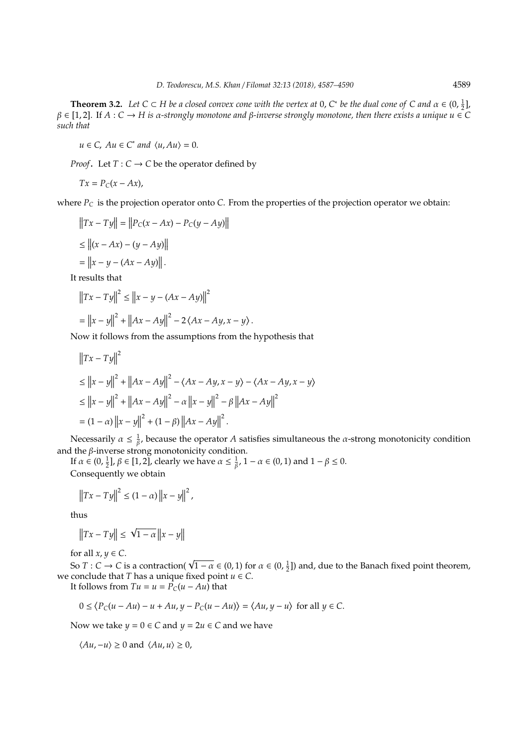**Theorem 3.2.** *Let $C \subset H$ be a closed convex cone with the vertex at 0, $C^*$ be the dual cone of $C$ and $\alpha \in (0, \frac{1}{2}]$, $\beta \in [1, 2]$. If $A : C \to H$ is $\alpha$-strongly monotone and $\beta$-inverse strongly monotone, then there exists a unique $u \in C$ such that*

$$u \in C,\ Au \in C^* \text{ and } \langle u, Au \rangle = 0.$$

*Proof*. Let $T : C \to C$ be the operator defined by

$$Tx = P_C(x - Ax),$$

where $P_C$ is the projection operator onto $C$. From the properties of the projection operator we obtain:

$$\|Tx - Ty\| = \|P_C(x - Ax) - P_C(y - Ay)\|$$

$$\leq \|(x - Ax) - (y - Ay)\|$$

$$= \|x - y - (Ax - Ay)\|.$$

It results that

$$\|Tx - Ty\|^2 \leq \|x - y - (Ax - Ay)\|^2$$

$$= \|x - y\|^2 + \|Ax - Ay\|^2 - 2\langle Ax - Ay, x - y\rangle.$$

Now it follows from the assumptions from the hypothesis that

$$\|Tx - Ty\|^2$$

$$\leq \|x - y\|^2 + \|Ax - Ay\|^2 - \langle Ax - Ay, x - y\rangle - \langle Ax - Ay, x - y\rangle$$

$$\leq \|x - y\|^2 + \|Ax - Ay\|^2 - \alpha\|x - y\|^2 - \beta\|Ax - Ay\|^2$$

$$= (1 - \alpha)\|x - y\|^2 + (1 - \beta)\|Ax - Ay\|^2.$$

Necessarily $\alpha \leq \frac{1}{\beta}$, because the operator $A$ satisfies simultaneous the $\alpha$-strong monotonicity condition and the $\beta$-inverse strong monotonicity condition.

If $\alpha \in (0, \frac{1}{2}]$, $\beta \in [1, 2]$, clearly we have $\alpha \leq \frac{1}{\beta}$, $1 - \alpha \in (0, 1)$ and $1 - \beta \leq 0$.

Consequently we obtain

$$\|Tx - Ty\|^2 \leq (1 - \alpha)\|x - y\|^2,$$

thus

$$\|Tx - Ty\| \leq \sqrt{1 - \alpha}\|x - y\|$$

for all $x, y \in C$.

So $T : C \to C$ is a contraction( $\sqrt{1 - \alpha} \in (0, 1)$ for $\alpha \in (0, \frac{1}{2}]$) and, due to the Banach fixed point theorem, we conclude that $T$ has a unique fixed point $u \in C$.

It follows from $Tu = u = P_C(u - Au)$ that

$$0 \leq \langle P_C(u - Au) - u + Au, y - P_C(u - Au)\rangle = \langle Au, y - u\rangle \text{ for all } y \in C.$$

Now we take $y = 0 \in C$ and $y = 2u \in C$ and we have

$$\langle Au, -u\rangle \geq 0 \text{ and } \langle Au, u\rangle \geq 0,$$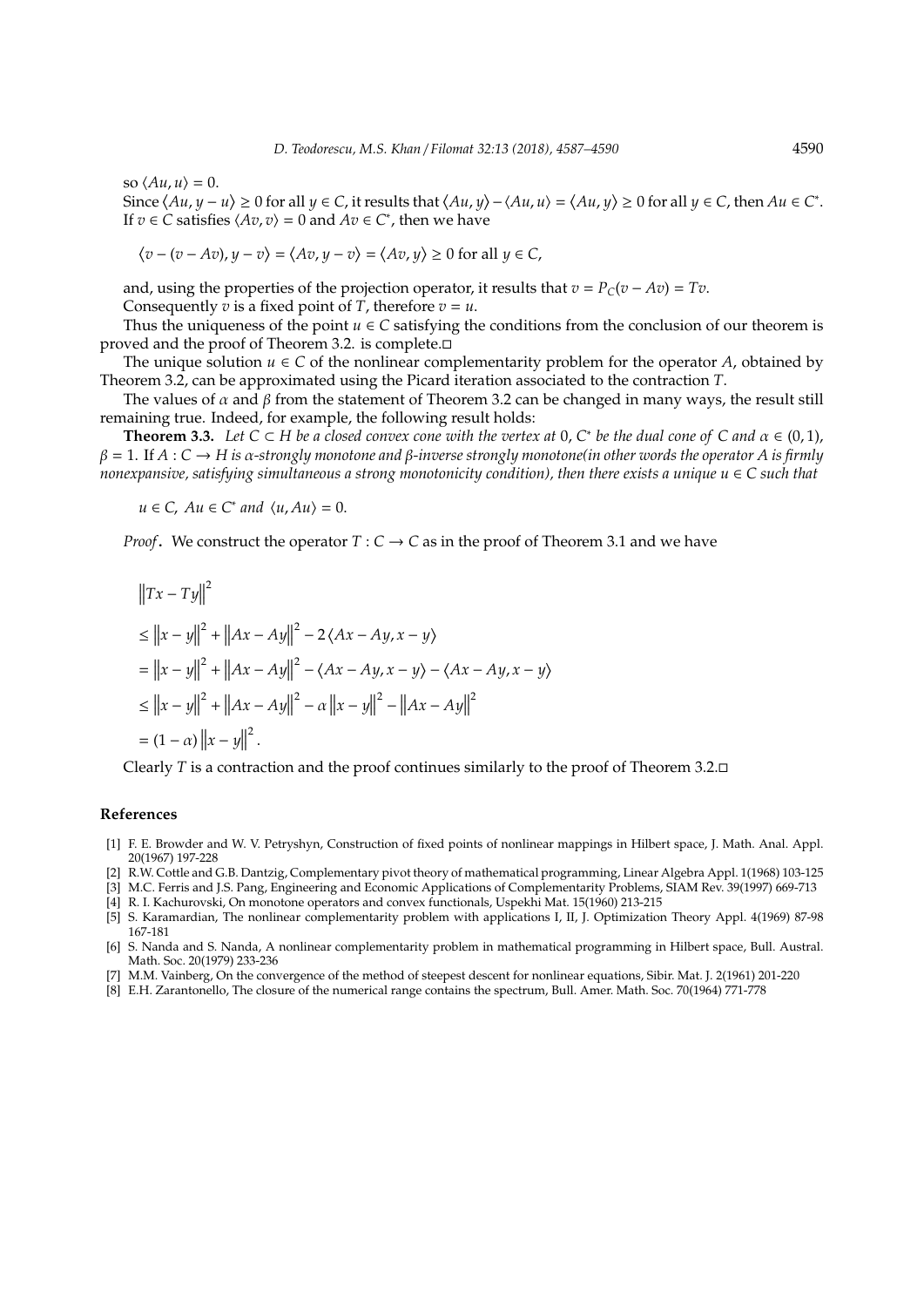so $\langle Au, u\rangle = 0$.

Since $\langle Au, y-u\rangle \geq 0$ for all $y \in C$, it results that $\langle Au, y\rangle - \langle Au, u\rangle = \langle Au, y\rangle \geq 0$ for all $y \in C$, then $Au \in C^*$. If $v \in C$ satisfies $\langle Av, v\rangle = 0$ and $Av \in C^*$, then we have

$$\langle v - (v - Av), y - v\rangle = \langle Av, y - v\rangle = \langle Av, y\rangle \geq 0 \text{ for all } y \in C,$$

and, using the properties of the projection operator, it results that $v = P_C(v - Av) = Tv$.

Consequently $v$ is a fixed point of $T$, therefore $v = u$.

Thus the uniqueness of the point $u \in C$ satisfying the conditions from the conclusion of our theorem is proved and the proof of Theorem 3.2. is complete.□

The unique solution $u \in C$ of the nonlinear complementarity problem for the operator $A$, obtained by Theorem 3.2, can be approximated using the Picard iteration associated to the contraction $T$.

The values of $\alpha$ and $\beta$ from the statement of Theorem 3.2 can be changed in many ways, the result still remaining true. Indeed, for example, the following result holds:

**Theorem 3.3.** *Let $C \subset H$ be a closed convex cone with the vertex at 0, $C^*$ be the dual cone of $C$ and $\alpha \in (0, 1)$, $\beta = 1$. If $A : C \to H$ is $\alpha$-strongly monotone and $\beta$-inverse strongly monotone(in other words the operator $A$ is firmly nonexpansive, satisfying simultaneous a strong monotonicity condition), then there exists a unique $u \in C$ such that*

$$u \in C, \; Au \in C^* \text{ and } \langle u, Au\rangle = 0.$$

*Proof*. We construct the operator $T : C \to C$ as in the proof of Theorem 3.1 and we have

$$\begin{aligned}
&\|Tx - Ty\|^2 \\
&\leq \|x - y\|^2 + \|Ax - Ay\|^2 - 2\langle Ax - Ay, x - y\rangle \\
&= \|x - y\|^2 + \|Ax - Ay\|^2 - \langle Ax - Ay, x - y\rangle - \langle Ax - Ay, x - y\rangle \\
&\leq \|x - y\|^2 + \|Ax - Ay\|^2 - \alpha\|x - y\|^2 - \|Ax - Ay\|^2 \\
&= (1 - \alpha)\|x - y\|^2 .
\end{aligned}$$

Clearly $T$ is a contraction and the proof continues similarly to the proof of Theorem 3.2.□

## References

[1] F. E. Browder and W. V. Petryshyn, Construction of fixed points of nonlinear mappings in Hilbert space, J. Math. Anal. Appl. 20(1967) 197-228

[2] R.W. Cottle and G.B. Dantzig, Complementary pivot theory of mathematical programming, Linear Algebra Appl. 1(1968) 103-125

[3] M.C. Ferris and J.S. Pang, Engineering and Economic Applications of Complementarity Problems, SIAM Rev. 39(1997) 669-713

[4] R. I. Kachurovski, On monotone operators and convex functionals, Uspekhi Mat. 15(1960) 213-215

[5] S. Karamardian, The nonlinear complementarity problem with applications I, II, J. Optimization Theory Appl. 4(1969) 87-98 167-181

[6] S. Nanda and S. Nanda, A nonlinear complementarity problem in mathematical programming in Hilbert space, Bull. Austral. Math. Soc. 20(1979) 233-236

[7] M.M. Vainberg, On the convergence of the method of steepest descent for nonlinear equations, Sibir. Mat. J. 2(1961) 201-220

[8] E.H. Zarantonello, The closure of the numerical range contains the spectrum, Bull. Amer. Math. Soc. 70(1964) 771-778